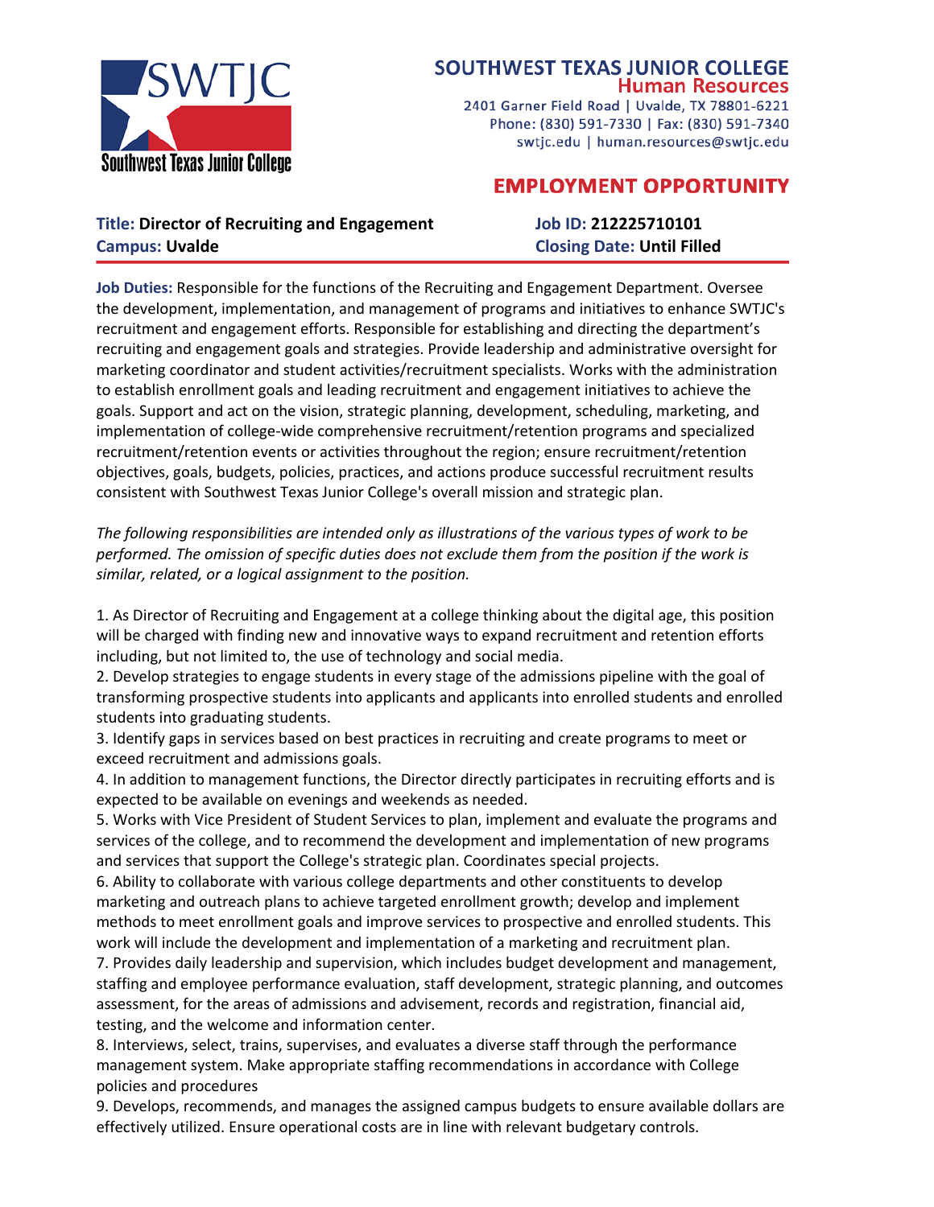# SOUTHWEST TEXAS JUNIOR COLLEGE

## Human Resources

2401 Garner Field Road | Uvalde, TX 78801-6221
Phone: (830) 591-7330 | Fax: (830) 591-7340
swtjc.edu | human.resources@swtjc.edu

Southwest Texas Junior College

## EMPLOYMENT OPPORTUNITY

**Title:** **Director of Recruiting and Engagement**
**Campus:** **Uvalde**

**Job ID:** **212225710101**
**Closing Date:** **Until Filled**

---

**Job Duties:** Responsible for the functions of the Recruiting and Engagement Department. Oversee the development, implementation, and management of programs and initiatives to enhance SWTJC's recruitment and engagement efforts. Responsible for establishing and directing the department's recruiting and engagement goals and strategies. Provide leadership and administrative oversight for marketing coordinator and student activities/recruitment specialists. Works with the administration to establish enrollment goals and leading recruitment and engagement initiatives to achieve the goals. Support and act on the vision, strategic planning, development, scheduling, marketing, and implementation of college-wide comprehensive recruitment/retention programs and specialized recruitment/retention events or activities throughout the region; ensure recruitment/retention objectives, goals, budgets, policies, practices, and actions produce successful recruitment results consistent with Southwest Texas Junior College's overall mission and strategic plan.

*The following responsibilities are intended only as illustrations of the various types of work to be performed. The omission of specific duties does not exclude them from the position if the work is similar, related, or a logical assignment to the position.*

1. As Director of Recruiting and Engagement at a college thinking about the digital age, this position will be charged with finding new and innovative ways to expand recruitment and retention efforts including, but not limited to, the use of technology and social media.
2. Develop strategies to engage students in every stage of the admissions pipeline with the goal of transforming prospective students into applicants and applicants into enrolled students and enrolled students into graduating students.
3. Identify gaps in services based on best practices in recruiting and create programs to meet or exceed recruitment and admissions goals.
4. In addition to management functions, the Director directly participates in recruiting efforts and is expected to be available on evenings and weekends as needed.
5. Works with Vice President of Student Services to plan, implement and evaluate the programs and services of the college, and to recommend the development and implementation of new programs and services that support the College's strategic plan. Coordinates special projects.
6. Ability to collaborate with various college departments and other constituents to develop marketing and outreach plans to achieve targeted enrollment growth; develop and implement methods to meet enrollment goals and improve services to prospective and enrolled students. This work will include the development and implementation of a marketing and recruitment plan.
7. Provides daily leadership and supervision, which includes budget development and management, staffing and employee performance evaluation, staff development, strategic planning, and outcomes assessment, for the areas of admissions and advisement, records and registration, financial aid, testing, and the welcome and information center.
8. Interviews, select, trains, supervises, and evaluates a diverse staff through the performance management system. Make appropriate staffing recommendations in accordance with College policies and procedures
9. Develops, recommends, and manages the assigned campus budgets to ensure available dollars are effectively utilized. Ensure operational costs are in line with relevant budgetary controls.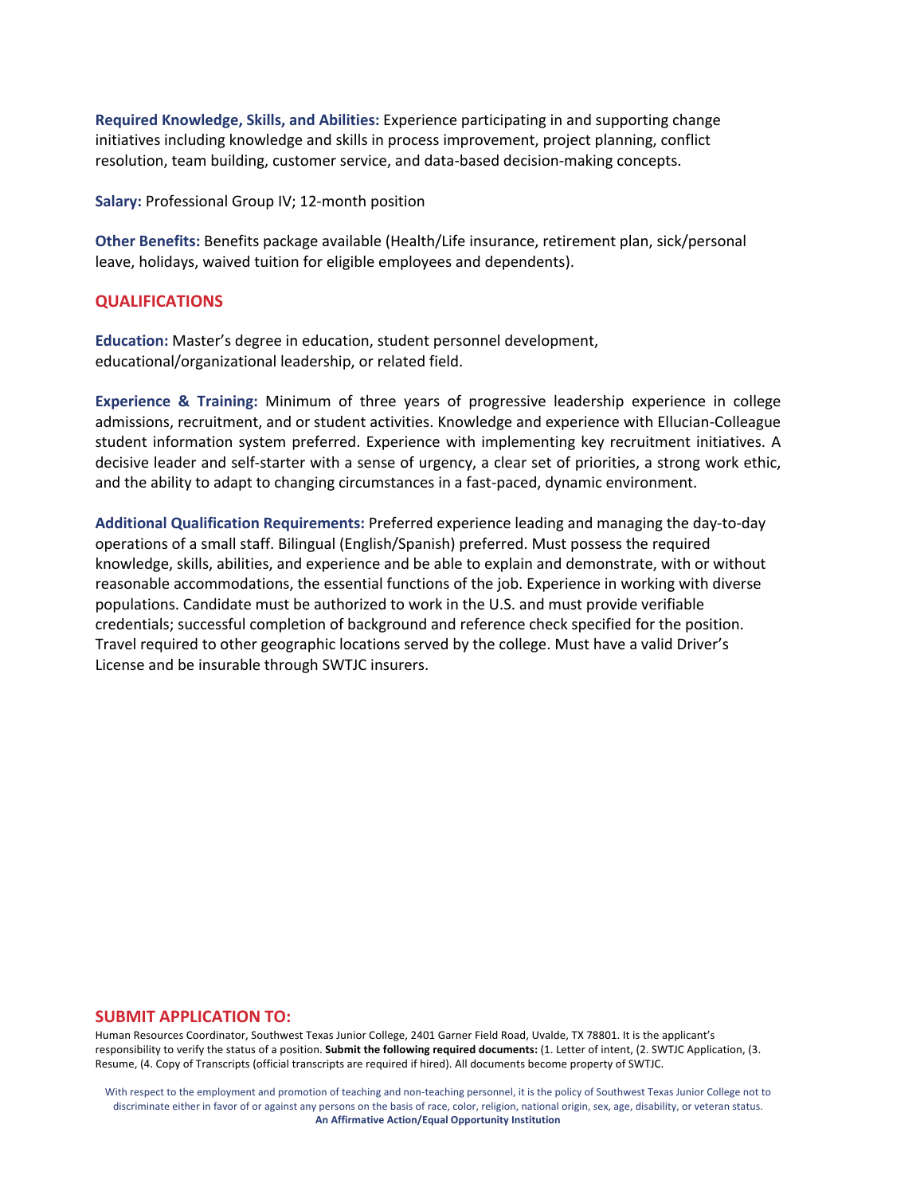**Required Knowledge, Skills, and Abilities:** Experience participating in and supporting change initiatives including knowledge and skills in process improvement, project planning, conflict resolution, team building, customer service, and data-based decision-making concepts.

**Salary:** Professional Group IV; 12-month position

**Other Benefits:** Benefits package available (Health/Life insurance, retirement plan, sick/personal leave, holidays, waived tuition for eligible employees and dependents).

## QUALIFICATIONS

**Education:** Master's degree in education, student personnel development, educational/organizational leadership, or related field.

**Experience & Training:** Minimum of three years of progressive leadership experience in college admissions, recruitment, and or student activities. Knowledge and experience with Ellucian-Colleague student information system preferred. Experience with implementing key recruitment initiatives. A decisive leader and self-starter with a sense of urgency, a clear set of priorities, a strong work ethic, and the ability to adapt to changing circumstances in a fast-paced, dynamic environment.

**Additional Qualification Requirements:** Preferred experience leading and managing the day-to-day operations of a small staff. Bilingual (English/Spanish) preferred. Must possess the required knowledge, skills, abilities, and experience and be able to explain and demonstrate, with or without reasonable accommodations, the essential functions of the job. Experience in working with diverse populations. Candidate must be authorized to work in the U.S. and must provide verifiable credentials; successful completion of background and reference check specified for the position. Travel required to other geographic locations served by the college. Must have a valid Driver's License and be insurable through SWTJC insurers.

## SUBMIT APPLICATION TO:

Human Resources Coordinator, Southwest Texas Junior College, 2401 Garner Field Road, Uvalde, TX 78801. It is the applicant's responsibility to verify the status of a position. **Submit the following required documents:** (1. Letter of intent, (2. SWTJC Application, (3. Resume, (4. Copy of Transcripts (official transcripts are required if hired). All documents become property of SWTJC.

With respect to the employment and promotion of teaching and non-teaching personnel, it is the policy of Southwest Texas Junior College not to discriminate either in favor of or against any persons on the basis of race, color, religion, national origin, sex, age, disability, or veteran status.

**An Affirmative Action/Equal Opportunity Institution**